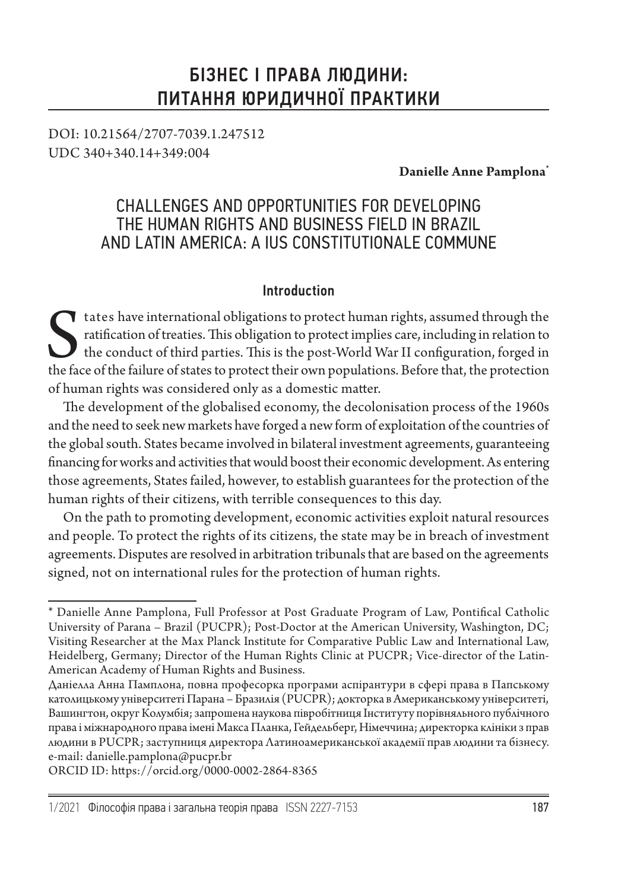# БІЗНЕС І ПРАВА ЛЮДИНИ: ПИТАННЯ ЮРИДИЧНОЇ ПРАКТИКИ

DOI: 10.21564/2707-7039.1.247512
UDC 340+340.14+349:004

**Danielle Anne Pamplona***

## CHALLENGES AND OPPORTUNITIES FOR DEVELOPING THE HUMAN RIGHTS AND BUSINESS FIELD IN BRAZIL AND LATIN AMERICA: A IUS CONSTITUTIONALE COMMUNE

### Introduction

States have international obligations to protect human rights, assumed through the ratification of treaties. This obligation to protect implies care, including in relation to the conduct of third parties. This is the post-World War II configuration, forged in the face of the failure of states to protect their own populations. Before that, the protection of human rights was considered only as a domestic matter.

The development of the globalised economy, the decolonisation process of the 1960s and the need to seek new markets have forged a new form of exploitation of the countries of the global south. States became involved in bilateral investment agreements, guaranteeing financing for works and activities that would boost their economic development. As entering those agreements, States failed, however, to establish guarantees for the protection of the human rights of their citizens, with terrible consequences to this day.

On the path to promoting development, economic activities exploit natural resources and people. To protect the rights of its citizens, the state may be in breach of investment agreements. Disputes are resolved in arbitration tribunals that are based on the agreements signed, not on international rules for the protection of human rights.

---

\* Danielle Anne Pamplona, Full Professor at Post Graduate Program of Law, Pontifical Catholic University of Parana – Brazil (PUCPR); Post-Doctor at the American University, Washington, DC; Visiting Researcher at the Max Planck Institute for Comparative Public Law and International Law, Heidelberg, Germany; Director of the Human Rights Clinic at PUCPR; Vice-director of the Latin-American Academy of Human Rights and Business.

Даніелла Анна Памплона, повна професорка програми аспірантури в сфері права в Папському католицькому університеті Парана – Бразилія (PUCPR); докторка в Американському університеті, Вашингтон, округ Колумбія; запрошена наукова півробітниця Інституту порівняльного публічного права і міжнародного права імені Макса Планка, Гейдельберг, Німеччина; директорка клініки з прав людини в PUCPR; заступниця директора Латиноамериканської академії прав людини та бізнесу.
e-mail: danielle.pamplona@pucpr.br

ORCID ID: https://orcid.org/0000-0002-2864-8365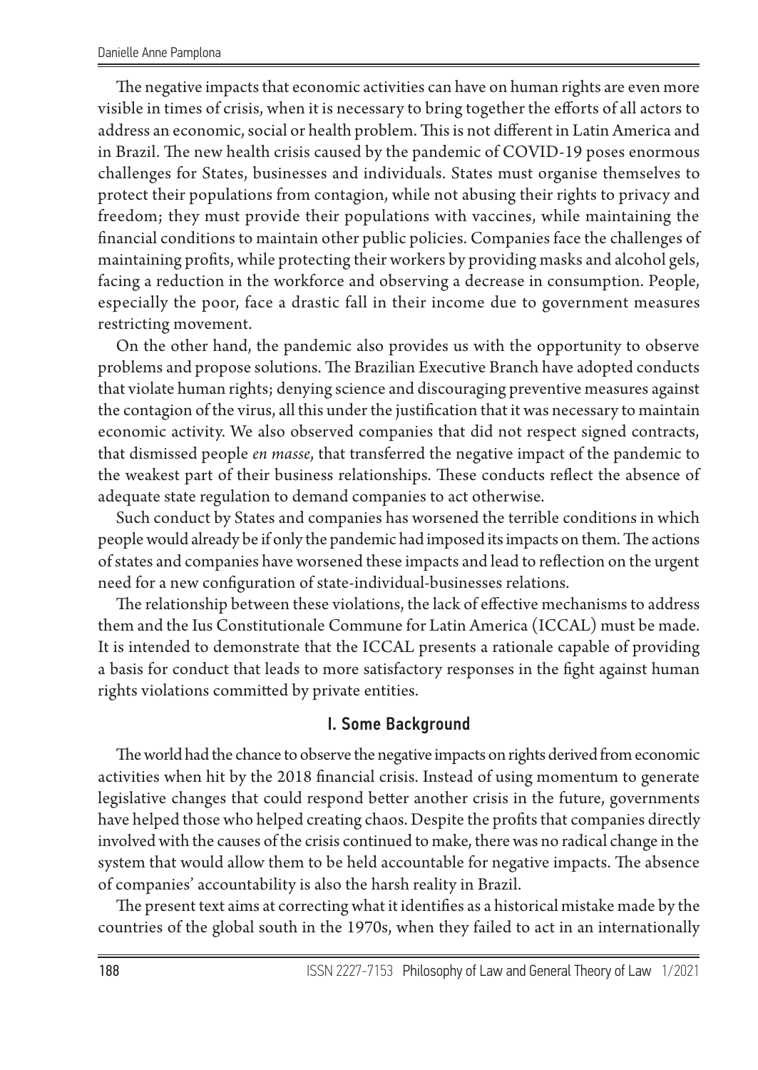The negative impacts that economic activities can have on human rights are even more visible in times of crisis, when it is necessary to bring together the efforts of all actors to address an economic, social or health problem. This is not different in Latin America and in Brazil. The new health crisis caused by the pandemic of COVID-19 poses enormous challenges for States, businesses and individuals. States must organise themselves to protect their populations from contagion, while not abusing their rights to privacy and freedom; they must provide their populations with vaccines, while maintaining the financial conditions to maintain other public policies. Companies face the challenges of maintaining profits, while protecting their workers by providing masks and alcohol gels, facing a reduction in the workforce and observing a decrease in consumption. People, especially the poor, face a drastic fall in their income due to government measures restricting movement.

On the other hand, the pandemic also provides us with the opportunity to observe problems and propose solutions. The Brazilian Executive Branch have adopted conducts that violate human rights; denying science and discouraging preventive measures against the contagion of the virus, all this under the justification that it was necessary to maintain economic activity. We also observed companies that did not respect signed contracts, that dismissed people *en masse*, that transferred the negative impact of the pandemic to the weakest part of their business relationships. These conducts reflect the absence of adequate state regulation to demand companies to act otherwise.

Such conduct by States and companies has worsened the terrible conditions in which people would already be if only the pandemic had imposed its impacts on them. The actions of states and companies have worsened these impacts and lead to reflection on the urgent need for a new configuration of state-individual-businesses relations.

The relationship between these violations, the lack of effective mechanisms to address them and the Ius Constitutionale Commune for Latin America (ICCAL) must be made. It is intended to demonstrate that the ICCAL presents a rationale capable of providing a basis for conduct that leads to more satisfactory responses in the fight against human rights violations committed by private entities.

## I. Some Background

The world had the chance to observe the negative impacts on rights derived from economic activities when hit by the 2018 financial crisis. Instead of using momentum to generate legislative changes that could respond better another crisis in the future, governments have helped those who helped creating chaos. Despite the profits that companies directly involved with the causes of the crisis continued to make, there was no radical change in the system that would allow them to be held accountable for negative impacts. The absence of companies' accountability is also the harsh reality in Brazil.

The present text aims at correcting what it identifies as a historical mistake made by the countries of the global south in the 1970s, when they failed to act in an internationally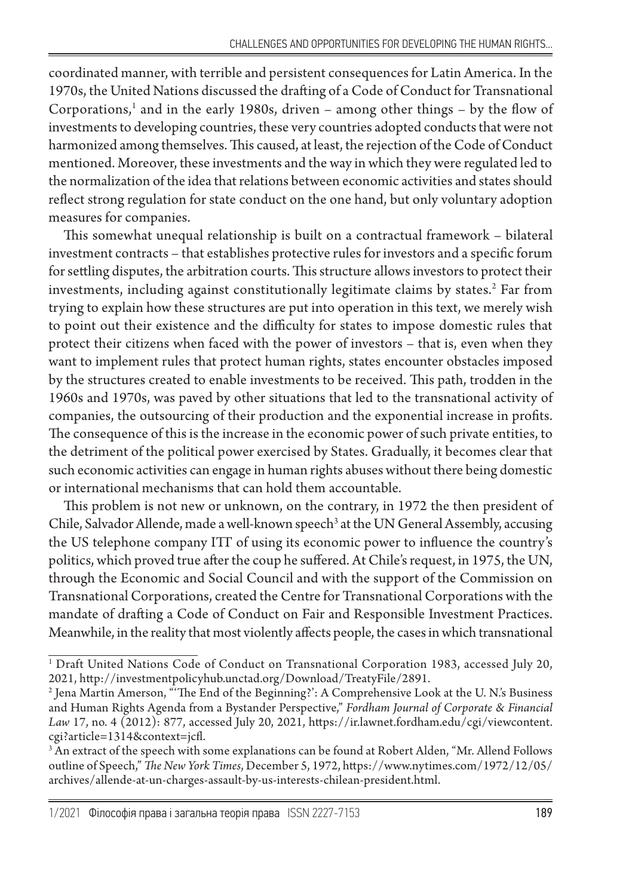coordinated manner, with terrible and persistent consequences for Latin America. In the 1970s, the United Nations discussed the drafting of a Code of Conduct for Transnational Corporations,[1] and in the early 1980s, driven – among other things – by the flow of investments to developing countries, these very countries adopted conducts that were not harmonized among themselves. This caused, at least, the rejection of the Code of Conduct mentioned. Moreover, these investments and the way in which they were regulated led to the normalization of the idea that relations between economic activities and states should reflect strong regulation for state conduct on the one hand, but only voluntary adoption measures for companies.

This somewhat unequal relationship is built on a contractual framework – bilateral investment contracts – that establishes protective rules for investors and a specific forum for settling disputes, the arbitration courts. This structure allows investors to protect their investments, including against constitutionally legitimate claims by states.[2] Far from trying to explain how these structures are put into operation in this text, we merely wish to point out their existence and the difficulty for states to impose domestic rules that protect their citizens when faced with the power of investors – that is, even when they want to implement rules that protect human rights, states encounter obstacles imposed by the structures created to enable investments to be received. This path, trodden in the 1960s and 1970s, was paved by other situations that led to the transnational activity of companies, the outsourcing of their production and the exponential increase in profits. The consequence of this is the increase in the economic power of such private entities, to the detriment of the political power exercised by States. Gradually, it becomes clear that such economic activities can engage in human rights abuses without there being domestic or international mechanisms that can hold them accountable.

This problem is not new or unknown, on the contrary, in 1972 the then president of Chile, Salvador Allende, made a well-known speech[3] at the UN General Assembly, accusing the US telephone company ITT of using its economic power to influence the country's politics, which proved true after the coup he suffered. At Chile's request, in 1975, the UN, through the Economic and Social Council and with the support of the Commission on Transnational Corporations, created the Centre for Transnational Corporations with the mandate of drafting a Code of Conduct on Fair and Responsible Investment Practices. Meanwhile, in the reality that most violently affects people, the cases in which transnational

---

[1] Draft United Nations Code of Conduct on Transnational Corporation 1983, accessed July 20, 2021, http://investmentpolicyhub.unctad.org/Download/TreatyFile/2891.

[2] Jena Martin Amerson, "'The End of the Beginning?': A Comprehensive Look at the U. N.'s Business and Human Rights Agenda from a Bystander Perspective," *Fordham Journal of Corporate & Financial Law* 17, no. 4 (2012): 877, accessed July 20, 2021, https://ir.lawnet.fordham.edu/cgi/viewcontent.cgi?article=1314&context=jcfl.

[3] An extract of the speech with some explanations can be found at Robert Alden, "Mr. Allend Follows outline of Speech," *The New York Times*, December 5, 1972, https://www.nytimes.com/1972/12/05/archives/allende-at-un-charges-assault-by-us-interests-chilean-president.html.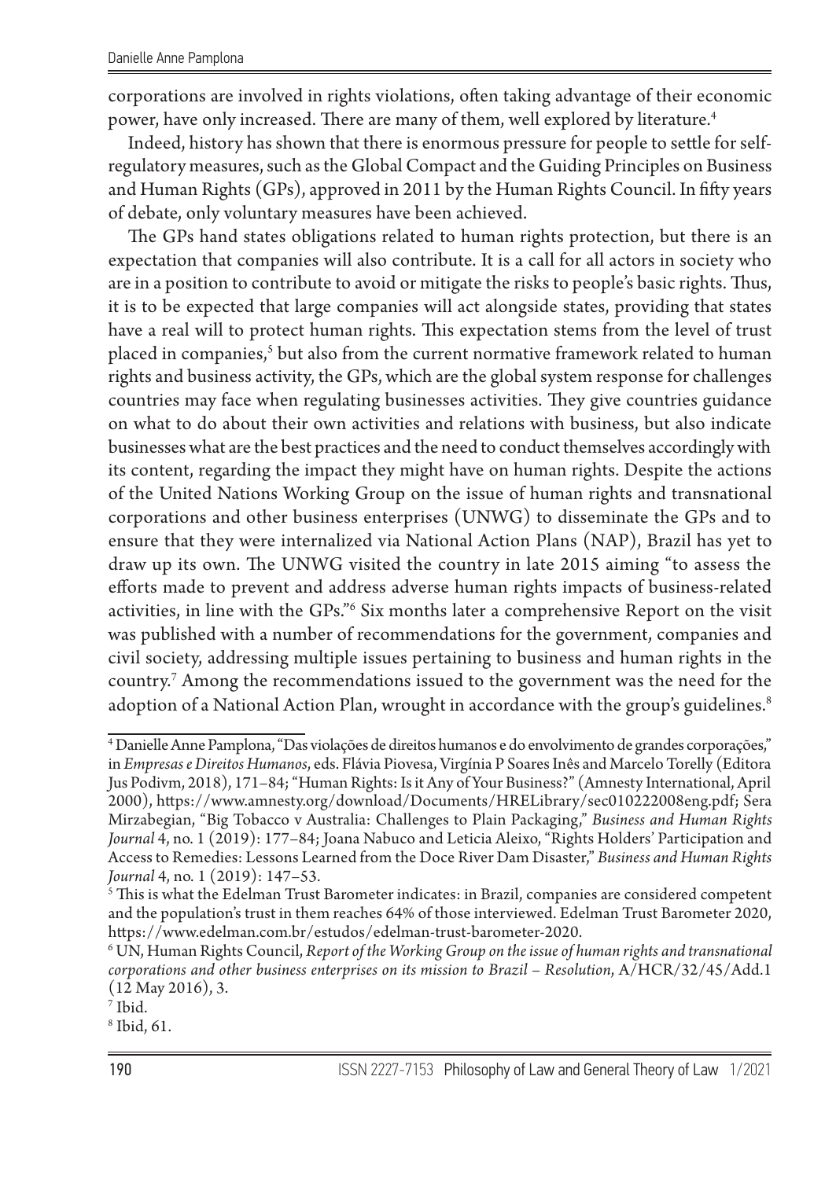corporations are involved in rights violations, often taking advantage of their economic power, have only increased. There are many of them, well explored by literature.[4]

Indeed, history has shown that there is enormous pressure for people to settle for self-regulatory measures, such as the Global Compact and the Guiding Principles on Business and Human Rights (GPs), approved in 2011 by the Human Rights Council. In fifty years of debate, only voluntary measures have been achieved.

The GPs hand states obligations related to human rights protection, but there is an expectation that companies will also contribute. It is a call for all actors in society who are in a position to contribute to avoid or mitigate the risks to people's basic rights. Thus, it is to be expected that large companies will act alongside states, providing that states have a real will to protect human rights. This expectation stems from the level of trust placed in companies,[5] but also from the current normative framework related to human rights and business activity, the GPs, which are the global system response for challenges countries may face when regulating businesses activities. They give countries guidance on what to do about their own activities and relations with business, but also indicate businesses what are the best practices and the need to conduct themselves accordingly with its content, regarding the impact they might have on human rights. Despite the actions of the United Nations Working Group on the issue of human rights and transnational corporations and other business enterprises (UNWG) to disseminate the GPs and to ensure that they were internalized via National Action Plans (NAP), Brazil has yet to draw up its own. The UNWG visited the country in late 2015 aiming "to assess the efforts made to prevent and address adverse human rights impacts of business-related activities, in line with the GPs."[6] Six months later a comprehensive Report on the visit was published with a number of recommendations for the government, companies and civil society, addressing multiple issues pertaining to business and human rights in the country.[7] Among the recommendations issued to the government was the need for the adoption of a National Action Plan, wrought in accordance with the group's guidelines.[8]

---

[4] Danielle Anne Pamplona, "Das violações de direitos humanos e do envolvimento de grandes corporações," in *Empresas e Direitos Humanos*, eds. Flávia Piovesa, Virgínia P Soares Inês and Marcelo Torelly (Editora Jus Podivm, 2018), 171–84; "Human Rights: Is it Any of Your Business?" (Amnesty International, April 2000), https://www.amnesty.org/download/Documents/HRELibrary/sec010222008eng.pdf; Sera Mirzabegian, "Big Tobacco v Australia: Challenges to Plain Packaging," *Business and Human Rights Journal* 4, no. 1 (2019): 177–84; Joana Nabuco and Leticia Aleixo, "Rights Holders' Participation and Access to Remedies: Lessons Learned from the Doce River Dam Disaster," *Business and Human Rights Journal* 4, no. 1 (2019): 147–53.

[5] This is what the Edelman Trust Barometer indicates: in Brazil, companies are considered competent and the population's trust in them reaches 64% of those interviewed. Edelman Trust Barometer 2020, https://www.edelman.com.br/estudos/edelman-trust-barometer-2020.

[6] UN, Human Rights Council, *Report of the Working Group on the issue of human rights and transnational corporations and other business enterprises on its mission to Brazil – Resolution*, A/HCR/32/45/Add.1 (12 May 2016), 3.

[7] Ibid.

[8] Ibid, 61.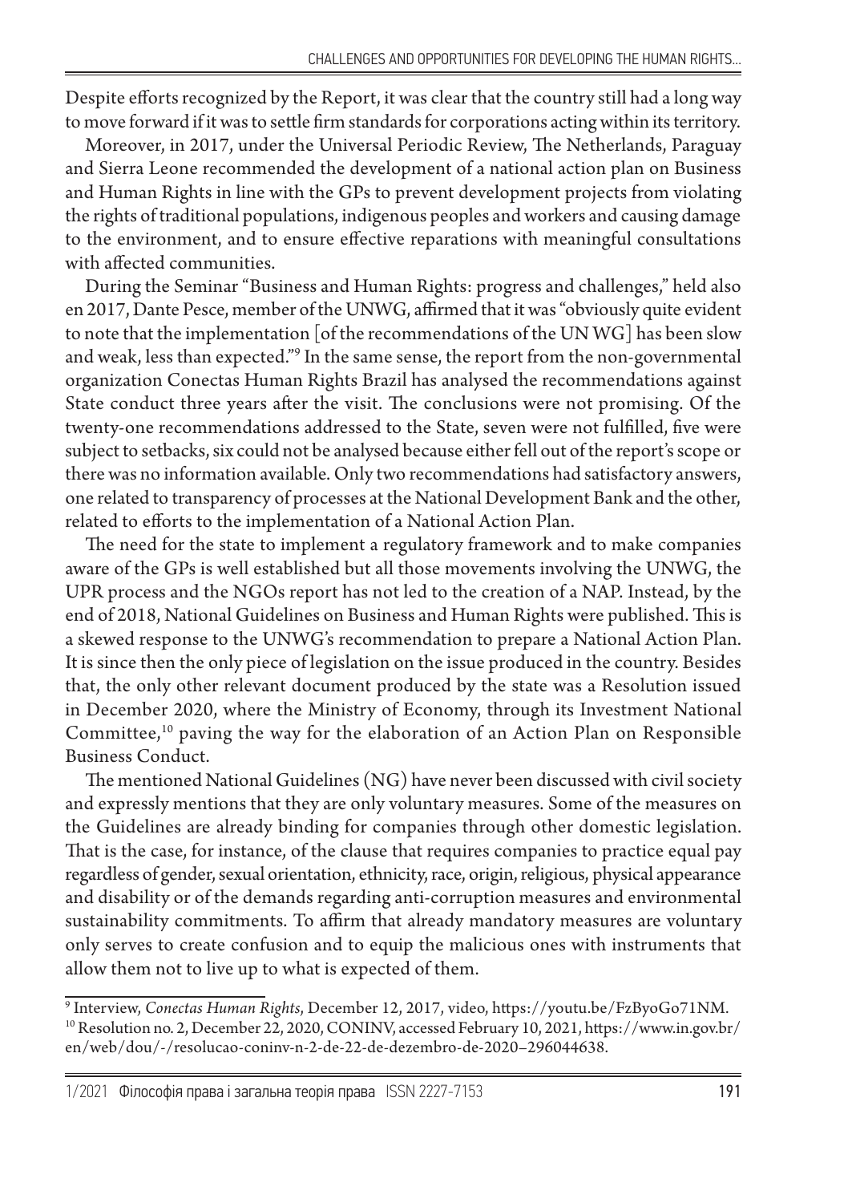Despite efforts recognized by the Report, it was clear that the country still had a long way to move forward if it was to settle firm standards for corporations acting within its territory.

Moreover, in 2017, under the Universal Periodic Review, The Netherlands, Paraguay and Sierra Leone recommended the development of a national action plan on Business and Human Rights in line with the GPs to prevent development projects from violating the rights of traditional populations, indigenous peoples and workers and causing damage to the environment, and to ensure effective reparations with meaningful consultations with affected communities.

During the Seminar "Business and Human Rights: progress and challenges," held also en 2017, Dante Pesce, member of the UNWG, affirmed that it was "obviously quite evident to note that the implementation [of the recommendations of the UN WG] has been slow and weak, less than expected."[9] In the same sense, the report from the non-governmental organization Conectas Human Rights Brazil has analysed the recommendations against State conduct three years after the visit. The conclusions were not promising. Of the twenty-one recommendations addressed to the State, seven were not fulfilled, five were subject to setbacks, six could not be analysed because either fell out of the report's scope or there was no information available. Only two recommendations had satisfactory answers, one related to transparency of processes at the National Development Bank and the other, related to efforts to the implementation of a National Action Plan.

The need for the state to implement a regulatory framework and to make companies aware of the GPs is well established but all those movements involving the UNWG, the UPR process and the NGOs report has not led to the creation of a NAP. Instead, by the end of 2018, National Guidelines on Business and Human Rights were published. This is a skewed response to the UNWG's recommendation to prepare a National Action Plan. It is since then the only piece of legislation on the issue produced in the country. Besides that, the only other relevant document produced by the state was a Resolution issued in December 2020, where the Ministry of Economy, through its Investment National Committee,[10] paving the way for the elaboration of an Action Plan on Responsible Business Conduct.

The mentioned National Guidelines (NG) have never been discussed with civil society and expressly mentions that they are only voluntary measures. Some of the measures on the Guidelines are already binding for companies through other domestic legislation. That is the case, for instance, of the clause that requires companies to practice equal pay regardless of gender, sexual orientation, ethnicity, race, origin, religious, physical appearance and disability or of the demands regarding anti-corruption measures and environmental sustainability commitments. To affirm that already mandatory measures are voluntary only serves to create confusion and to equip the malicious ones with instruments that allow them not to live up to what is expected of them.

---

[9] Interview, *Conectas Human Rights*, December 12, 2017, video, https://youtu.be/FzByoGo71NM.

[10] Resolution no. 2, December 22, 2020, CONINV, accessed February 10, 2021, https://www.in.gov.br/en/web/dou/-/resolucao-coninv-n-2-de-22-de-dezembro-de-2020–296044638.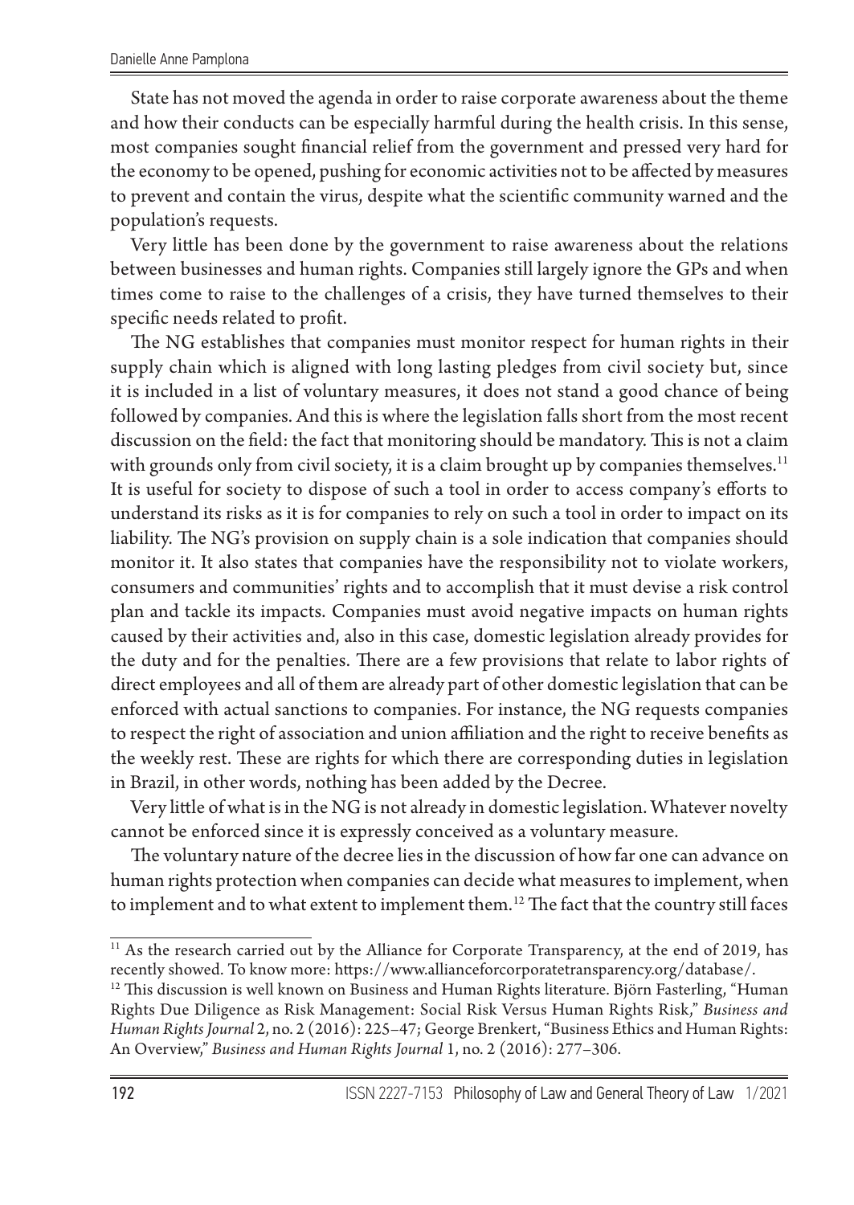State has not moved the agenda in order to raise corporate awareness about the theme and how their conducts can be especially harmful during the health crisis. In this sense, most companies sought financial relief from the government and pressed very hard for the economy to be opened, pushing for economic activities not to be affected by measures to prevent and contain the virus, despite what the scientific community warned and the population's requests.

Very little has been done by the government to raise awareness about the relations between businesses and human rights. Companies still largely ignore the GPs and when times come to raise to the challenges of a crisis, they have turned themselves to their specific needs related to profit.

The NG establishes that companies must monitor respect for human rights in their supply chain which is aligned with long lasting pledges from civil society but, since it is included in a list of voluntary measures, it does not stand a good chance of being followed by companies. And this is where the legislation falls short from the most recent discussion on the field: the fact that monitoring should be mandatory. This is not a claim with grounds only from civil society, it is a claim brought up by companies themselves.[11] It is useful for society to dispose of such a tool in order to access company's efforts to understand its risks as it is for companies to rely on such a tool in order to impact on its liability. The NG's provision on supply chain is a sole indication that companies should monitor it. It also states that companies have the responsibility not to violate workers, consumers and communities' rights and to accomplish that it must devise a risk control plan and tackle its impacts. Companies must avoid negative impacts on human rights caused by their activities and, also in this case, domestic legislation already provides for the duty and for the penalties. There are a few provisions that relate to labor rights of direct employees and all of them are already part of other domestic legislation that can be enforced with actual sanctions to companies. For instance, the NG requests companies to respect the right of association and union affiliation and the right to receive benefits as the weekly rest. These are rights for which there are corresponding duties in legislation in Brazil, in other words, nothing has been added by the Decree.

Very little of what is in the NG is not already in domestic legislation. Whatever novelty cannot be enforced since it is expressly conceived as a voluntary measure.

The voluntary nature of the decree lies in the discussion of how far one can advance on human rights protection when companies can decide what measures to implement, when to implement and to what extent to implement them.[12] The fact that the country still faces

---

[11] As the research carried out by the Alliance for Corporate Transparency, at the end of 2019, has recently showed. To know more: https://www.allianceforcorporatetransparency.org/database/.

[12] This discussion is well known on Business and Human Rights literature. Björn Fasterling, "Human Rights Due Diligence as Risk Management: Social Risk Versus Human Rights Risk," *Business and Human Rights Journal* 2, no. 2 (2016): 225–47; George Brenkert, "Business Ethics and Human Rights: An Overview," *Business and Human Rights Journal* 1, no. 2 (2016): 277–306.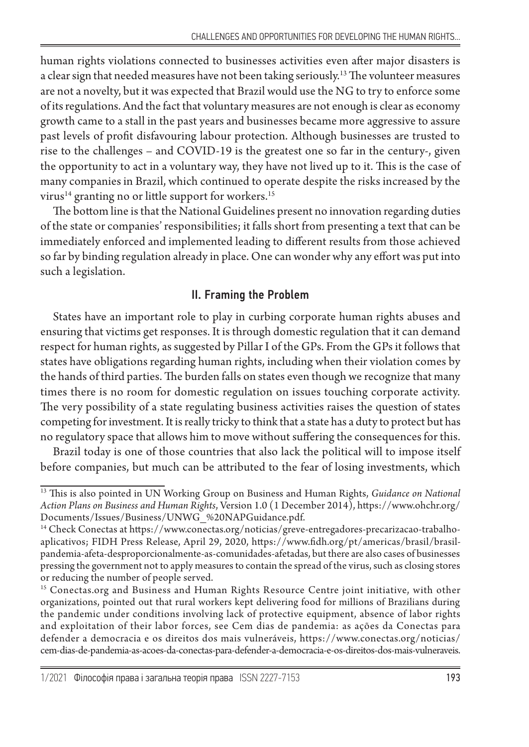human rights violations connected to businesses activities even after major disasters is a clear sign that needed measures have not been taking seriously.[13] The volunteer measures are not a novelty, but it was expected that Brazil would use the NG to try to enforce some of its regulations. And the fact that voluntary measures are not enough is clear as economy growth came to a stall in the past years and businesses became more aggressive to assure past levels of profit disfavouring labour protection. Although businesses are trusted to rise to the challenges – and COVID-19 is the greatest one so far in the century-, given the opportunity to act in a voluntary way, they have not lived up to it. This is the case of many companies in Brazil, which continued to operate despite the risks increased by the virus[14] granting no or little support for workers.[15]

The bottom line is that the National Guidelines present no innovation regarding duties of the state or companies' responsibilities; it falls short from presenting a text that can be immediately enforced and implemented leading to different results from those achieved so far by binding regulation already in place. One can wonder why any effort was put into such a legislation.

## II. Framing the Problem

States have an important role to play in curbing corporate human rights abuses and ensuring that victims get responses. It is through domestic regulation that it can demand respect for human rights, as suggested by Pillar I of the GPs. From the GPs it follows that states have obligations regarding human rights, including when their violation comes by the hands of third parties. The burden falls on states even though we recognize that many times there is no room for domestic regulation on issues touching corporate activity. The very possibility of a state regulating business activities raises the question of states competing for investment. It is really tricky to think that a state has a duty to protect but has no regulatory space that allows him to move without suffering the consequences for this.

Brazil today is one of those countries that also lack the political will to impose itself before companies, but much can be attributed to the fear of losing investments, which

---

[13] This is also pointed in UN Working Group on Business and Human Rights, *Guidance on National Action Plans on Business and Human Rights*, Version 1.0 (1 December 2014), https://www.ohchr.org/Documents/Issues/Business/UNWG_%20NAPGuidance.pdf.

[14] Check Conectas at https://www.conectas.org/noticias/greve-entregadores-precarizacao-trabalho-aplicativos; FIDH Press Release, April 29, 2020, https://www.fidh.org/pt/americas/brasil/brasil-pandemia-afeta-desproporcionalmente-as-comunidades-afetadas, but there are also cases of businesses pressing the government not to apply measures to contain the spread of the virus, such as closing stores or reducing the number of people served.

[15] Conectas.org and Business and Human Rights Resource Centre joint initiative, with other organizations, pointed out that rural workers kept delivering food for millions of Brazilians during the pandemic under conditions involving lack of protective equipment, absence of labor rights and exploitation of their labor forces, see Cem dias de pandemia: as ações da Conectas para defender a democracia e os direitos dos mais vulneráveis, https://www.conectas.org/noticias/cem-dias-de-pandemia-as-acoes-da-conectas-para-defender-a-democracia-e-os-direitos-dos-mais-vulneraveis.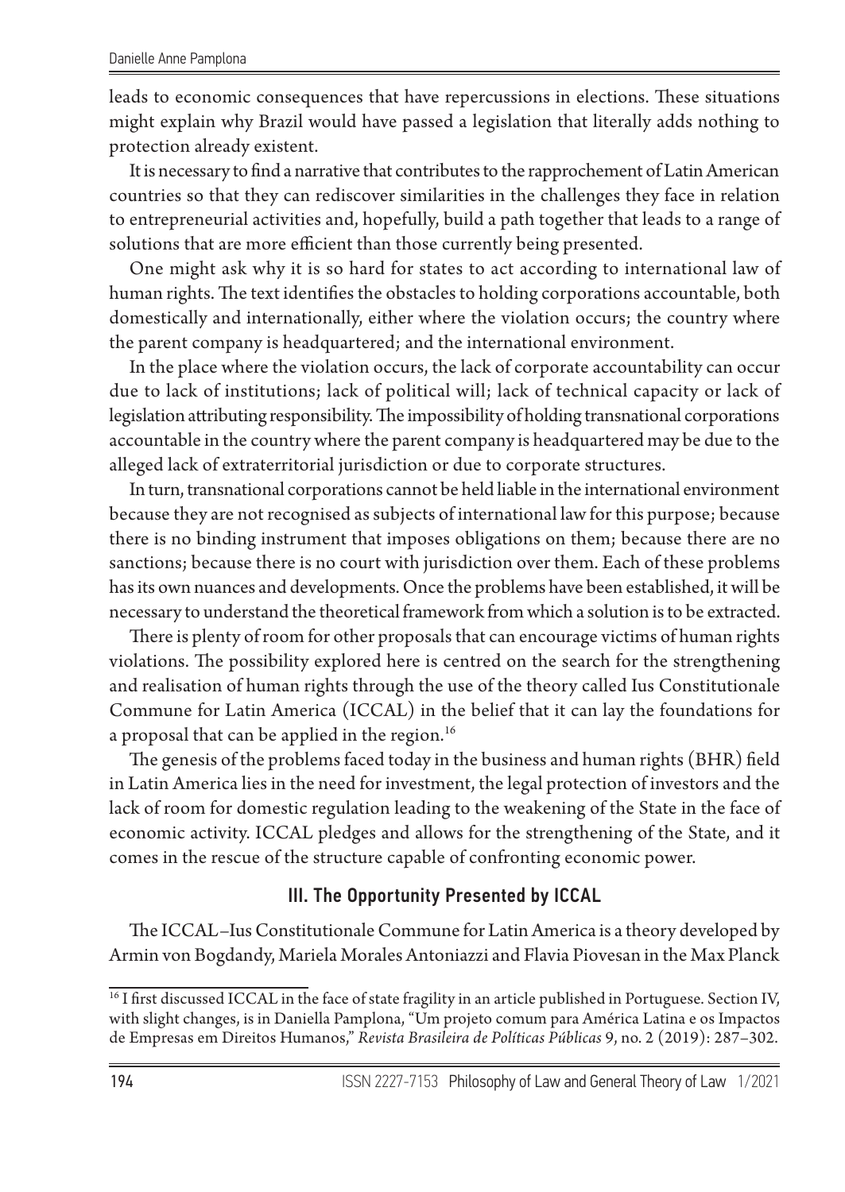leads to economic consequences that have repercussions in elections. These situations might explain why Brazil would have passed a legislation that literally adds nothing to protection already existent.

It is necessary to find a narrative that contributes to the rapprochement of Latin American countries so that they can rediscover similarities in the challenges they face in relation to entrepreneurial activities and, hopefully, build a path together that leads to a range of solutions that are more efficient than those currently being presented.

One might ask why it is so hard for states to act according to international law of human rights. The text identifies the obstacles to holding corporations accountable, both domestically and internationally, either where the violation occurs; the country where the parent company is headquartered; and the international environment.

In the place where the violation occurs, the lack of corporate accountability can occur due to lack of institutions; lack of political will; lack of technical capacity or lack of legislation attributing responsibility. The impossibility of holding transnational corporations accountable in the country where the parent company is headquartered may be due to the alleged lack of extraterritorial jurisdiction or due to corporate structures.

In turn, transnational corporations cannot be held liable in the international environment because they are not recognised as subjects of international law for this purpose; because there is no binding instrument that imposes obligations on them; because there are no sanctions; because there is no court with jurisdiction over them. Each of these problems has its own nuances and developments. Once the problems have been established, it will be necessary to understand the theoretical framework from which a solution is to be extracted.

There is plenty of room for other proposals that can encourage victims of human rights violations. The possibility explored here is centred on the search for the strengthening and realisation of human rights through the use of the theory called Ius Constitutionale Commune for Latin America (ICCAL) in the belief that it can lay the foundations for a proposal that can be applied in the region.[16]

The genesis of the problems faced today in the business and human rights (BHR) field in Latin America lies in the need for investment, the legal protection of investors and the lack of room for domestic regulation leading to the weakening of the State in the face of economic activity. ICCAL pledges and allows for the strengthening of the State, and it comes in the rescue of the structure capable of confronting economic power.

## III. The Opportunity Presented by ICCAL

The ICCAL–Ius Constitutionale Commune for Latin America is a theory developed by Armin von Bogdandy, Mariela Morales Antoniazzi and Flavia Piovesan in the Max Planck

[16] I first discussed ICCAL in the face of state fragility in an article published in Portuguese. Section IV, with slight changes, is in Daniella Pamplona, "Um projeto comum para América Latina e os Impactos de Empresas em Direitos Humanos," *Revista Brasileira de Políticas Públicas* 9, no. 2 (2019): 287–302.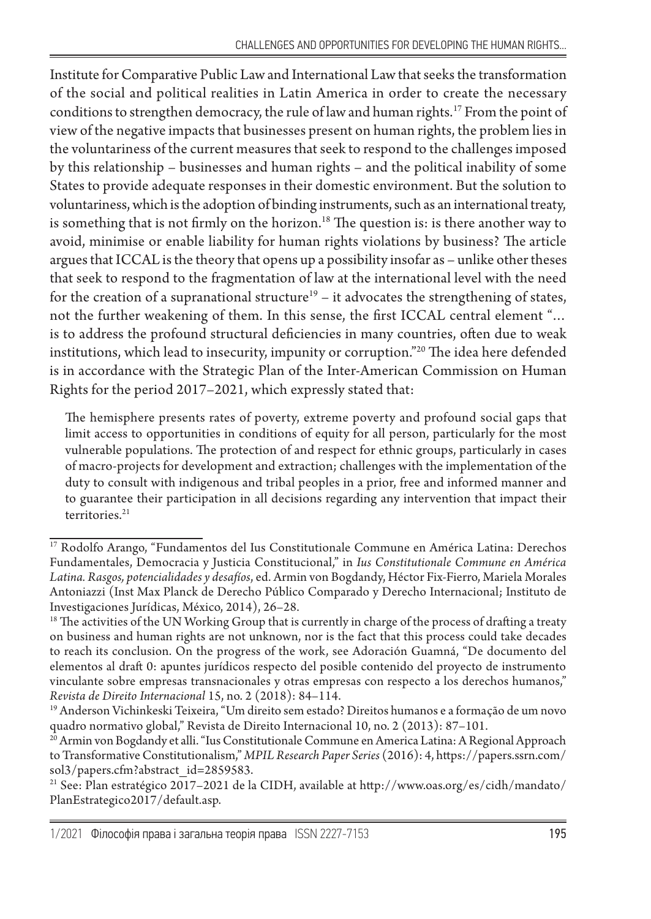Institute for Comparative Public Law and International Law that seeks the transformation of the social and political realities in Latin America in order to create the necessary conditions to strengthen democracy, the rule of law and human rights.[17] From the point of view of the negative impacts that businesses present on human rights, the problem lies in the voluntariness of the current measures that seek to respond to the challenges imposed by this relationship – businesses and human rights – and the political inability of some States to provide adequate responses in their domestic environment. But the solution to voluntariness, which is the adoption of binding instruments, such as an international treaty, is something that is not firmly on the horizon.[18] The question is: is there another way to avoid, minimise or enable liability for human rights violations by business? The article argues that ICCAL is the theory that opens up a possibility insofar as – unlike other theses that seek to respond to the fragmentation of law at the international level with the need for the creation of a supranational structure[19] – it advocates the strengthening of states, not the further weakening of them. In this sense, the first ICCAL central element "… is to address the profound structural deficiencies in many countries, often due to weak institutions, which lead to insecurity, impunity or corruption."[20] The idea here defended is in accordance with the Strategic Plan of the Inter-American Commission on Human Rights for the period 2017–2021, which expressly stated that:

> The hemisphere presents rates of poverty, extreme poverty and profound social gaps that limit access to opportunities in conditions of equity for all person, particularly for the most vulnerable populations. The protection of and respect for ethnic groups, particularly in cases of macro-projects for development and extraction; challenges with the implementation of the duty to consult with indigenous and tribal peoples in a prior, free and informed manner and to guarantee their participation in all decisions regarding any intervention that impact their territories.[21]

---

[17] Rodolfo Arango, "Fundamentos del Ius Constitutionale Commune en América Latina: Derechos Fundamentales, Democracia y Justicia Constitucional," in *Ius Constitutionale Commune en América Latina. Rasgos, potencialidades y desafíos*, ed. Armin von Bogdandy, Héctor Fix-Fierro, Mariela Morales Antoniazzi (Inst Max Planck de Derecho Público Comparado y Derecho Internacional; Instituto de Investigaciones Jurídicas, México, 2014), 26–28.

[18] The activities of the UN Working Group that is currently in charge of the process of drafting a treaty on business and human rights are not unknown, nor is the fact that this process could take decades to reach its conclusion. On the progress of the work, see Adoración Guamná, "De documento del elementos al draft 0: apuntes jurídicos respecto del posible contenido del proyecto de instrumento vinculante sobre empresas transnacionales y otras empresas con respecto a los derechos humanos," *Revista de Direito Internacional* 15, no. 2 (2018): 84–114.

[19] Anderson Vichinkeski Teixeira, "Um direito sem estado? Direitos humanos e a formação de um novo quadro normativo global," Revista de Direito Internacional 10, no. 2 (2013): 87–101.

[20] Armin von Bogdandy et alli. "Ius Constitutionale Commune en America Latina: A Regional Approach to Transformative Constitutionalism," *MPIL Research Paper Series* (2016): 4, https://papers.ssrn.com/sol3/papers.cfm?abstract_id=2859583.

[21] See: Plan estratégico 2017–2021 de la CIDH, available at http://www.oas.org/es/cidh/mandato/PlanEstrategico2017/default.asp.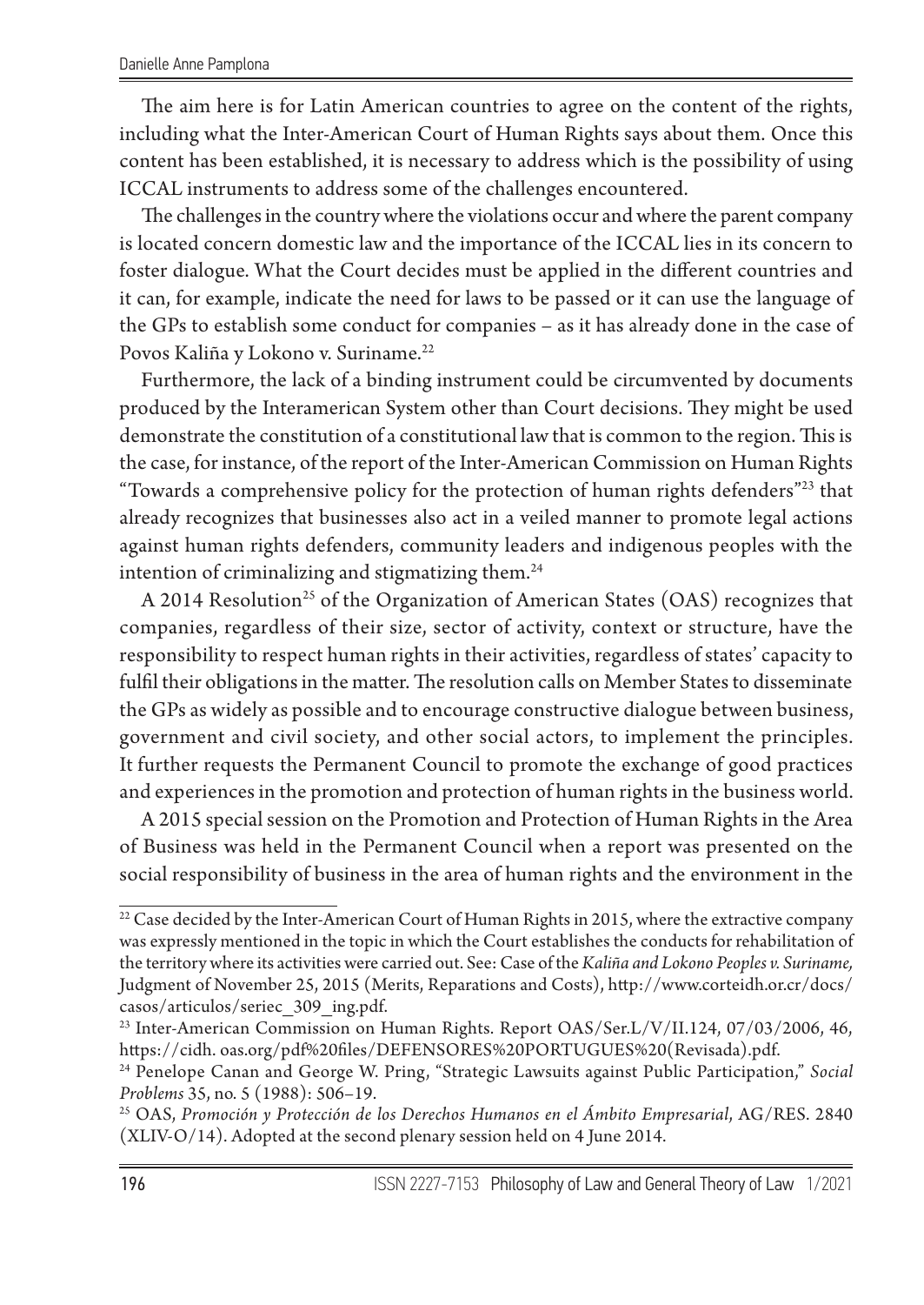The aim here is for Latin American countries to agree on the content of the rights, including what the Inter-American Court of Human Rights says about them. Once this content has been established, it is necessary to address which is the possibility of using ICCAL instruments to address some of the challenges encountered.

The challenges in the country where the violations occur and where the parent company is located concern domestic law and the importance of the ICCAL lies in its concern to foster dialogue. What the Court decides must be applied in the different countries and it can, for example, indicate the need for laws to be passed or it can use the language of the GPs to establish some conduct for companies – as it has already done in the case of Povos Kaliña y Lokono v. Suriname.[22]

Furthermore, the lack of a binding instrument could be circumvented by documents produced by the Interamerican System other than Court decisions. They might be used demonstrate the constitution of a constitutional law that is common to the region. This is the case, for instance, of the report of the Inter-American Commission on Human Rights "Towards a comprehensive policy for the protection of human rights defenders"[23] that already recognizes that businesses also act in a veiled manner to promote legal actions against human rights defenders, community leaders and indigenous peoples with the intention of criminalizing and stigmatizing them.[24]

A 2014 Resolution[25] of the Organization of American States (OAS) recognizes that companies, regardless of their size, sector of activity, context or structure, have the responsibility to respect human rights in their activities, regardless of states' capacity to fulfil their obligations in the matter. The resolution calls on Member States to disseminate the GPs as widely as possible and to encourage constructive dialogue between business, government and civil society, and other social actors, to implement the principles. It further requests the Permanent Council to promote the exchange of good practices and experiences in the promotion and protection of human rights in the business world.

A 2015 special session on the Promotion and Protection of Human Rights in the Area of Business was held in the Permanent Council when a report was presented on the social responsibility of business in the area of human rights and the environment in the

---

[22] Case decided by the Inter-American Court of Human Rights in 2015, where the extractive company was expressly mentioned in the topic in which the Court establishes the conducts for rehabilitation of the territory where its activities were carried out. See: Case of the *Kaliña and Lokono Peoples v. Suriname,* Judgment of November 25, 2015 (Merits, Reparations and Costs), http://www.corteidh.or.cr/docs/casos/articulos/seriec_309_ing.pdf.

[23] Inter-American Commission on Human Rights. Report OAS/Ser.L/V/II.124, 07/03/2006, 46, https://cidh. oas.org/pdf%20files/DEFENSORES%20PORTUGUES%20(Revisada).pdf.

[24] Penelope Canan and George W. Pring, "Strategic Lawsuits against Public Participation," *Social Problems* 35, no. 5 (1988): 506–19.

[25] OAS, *Promoción y Protección de los Derechos Humanos en el Ámbito Empresarial*, AG/RES. 2840 (XLIV-O/14). Adopted at the second plenary session held on 4 June 2014.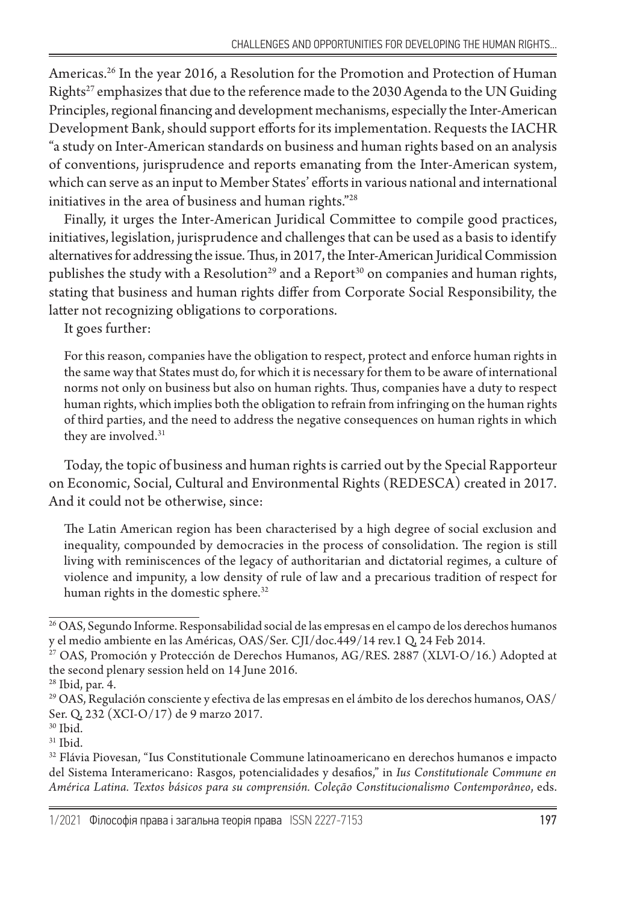Americas.[26] In the year 2016, a Resolution for the Promotion and Protection of Human Rights[27] emphasizes that due to the reference made to the 2030 Agenda to the UN Guiding Principles, regional financing and development mechanisms, especially the Inter-American Development Bank, should support efforts for its implementation. Requests the IACHR "a study on Inter-American standards on business and human rights based on an analysis of conventions, jurisprudence and reports emanating from the Inter-American system, which can serve as an input to Member States' efforts in various national and international initiatives in the area of business and human rights."[28]

Finally, it urges the Inter-American Juridical Committee to compile good practices, initiatives, legislation, jurisprudence and challenges that can be used as a basis to identify alternatives for addressing the issue. Thus, in 2017, the Inter-American Juridical Commission publishes the study with a Resolution[29] and a Report[30] on companies and human rights, stating that business and human rights differ from Corporate Social Responsibility, the latter not recognizing obligations to corporations.

It goes further:

> For this reason, companies have the obligation to respect, protect and enforce human rights in the same way that States must do, for which it is necessary for them to be aware of international norms not only on business but also on human rights. Thus, companies have a duty to respect human rights, which implies both the obligation to refrain from infringing on the human rights of third parties, and the need to address the negative consequences on human rights in which they are involved.[31]

Today, the topic of business and human rights is carried out by the Special Rapporteur on Economic, Social, Cultural and Environmental Rights (REDESCA) created in 2017. And it could not be otherwise, since:

> The Latin American region has been characterised by a high degree of social exclusion and inequality, compounded by democracies in the process of consolidation. The region is still living with reminiscences of the legacy of authoritarian and dictatorial regimes, a culture of violence and impunity, a low density of rule of law and a precarious tradition of respect for human rights in the domestic sphere.[32]

---

[26] OAS, Segundo Informe. Responsabilidad social de las empresas en el campo de los derechos humanos y el medio ambiente en las Américas, OAS/Ser. CJI/doc.449/14 rev.1 Q, 24 Feb 2014.

[27] OAS, Promoción y Protección de Derechos Humanos, AG/RES. 2887 (XLVI-O/16.) Adopted at the second plenary session held on 14 June 2016.

[28] Ibid, par. 4.

[29] OAS, Regulación consciente y efectiva de las empresas en el ámbito de los derechos humanos, OAS/Ser. Q, 232 (XCI-O/17) de 9 marzo 2017.

[30] Ibid.

[31] Ibid.

[32] Flávia Piovesan, "Ius Constitutionale Commune latinoamericano en derechos humanos e impacto del Sistema Interamericano: Rasgos, potencialidades y desafios," in *Ius Constitutionale Commune en América Latina. Textos básicos para su comprensión. Coleção Constitucionalismo Contemporâneo*, eds.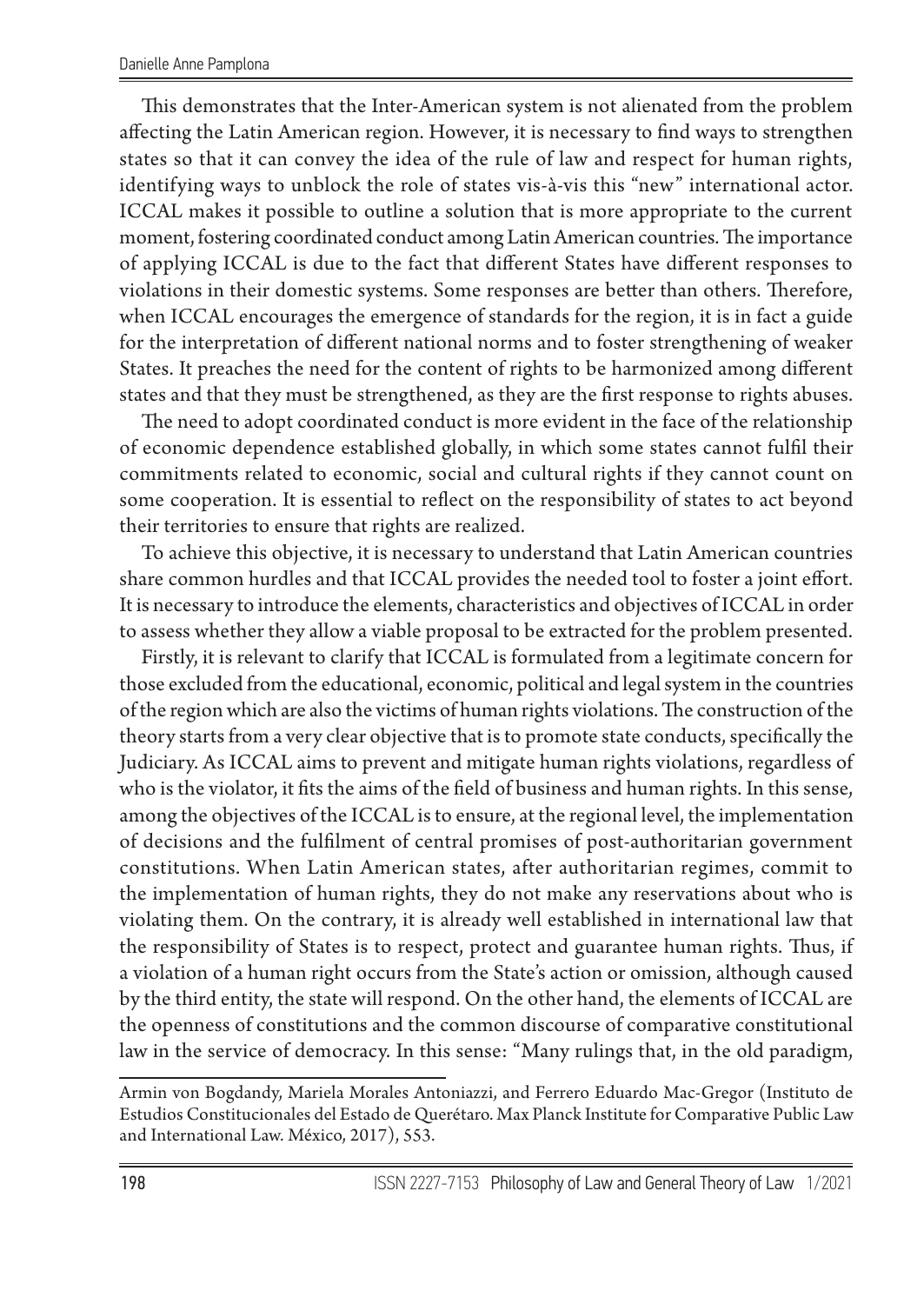This demonstrates that the Inter-American system is not alienated from the problem affecting the Latin American region. However, it is necessary to find ways to strengthen states so that it can convey the idea of the rule of law and respect for human rights, identifying ways to unblock the role of states vis-à-vis this "new" international actor. ICCAL makes it possible to outline a solution that is more appropriate to the current moment, fostering coordinated conduct among Latin American countries. The importance of applying ICCAL is due to the fact that different States have different responses to violations in their domestic systems. Some responses are better than others. Therefore, when ICCAL encourages the emergence of standards for the region, it is in fact a guide for the interpretation of different national norms and to foster strengthening of weaker States. It preaches the need for the content of rights to be harmonized among different states and that they must be strengthened, as they are the first response to rights abuses.

The need to adopt coordinated conduct is more evident in the face of the relationship of economic dependence established globally, in which some states cannot fulfil their commitments related to economic, social and cultural rights if they cannot count on some cooperation. It is essential to reflect on the responsibility of states to act beyond their territories to ensure that rights are realized.

To achieve this objective, it is necessary to understand that Latin American countries share common hurdles and that ICCAL provides the needed tool to foster a joint effort. It is necessary to introduce the elements, characteristics and objectives of ICCAL in order to assess whether they allow a viable proposal to be extracted for the problem presented.

Firstly, it is relevant to clarify that ICCAL is formulated from a legitimate concern for those excluded from the educational, economic, political and legal system in the countries of the region which are also the victims of human rights violations. The construction of the theory starts from a very clear objective that is to promote state conducts, specifically the Judiciary. As ICCAL aims to prevent and mitigate human rights violations, regardless of who is the violator, it fits the aims of the field of business and human rights. In this sense, among the objectives of the ICCAL is to ensure, at the regional level, the implementation of decisions and the fulfilment of central promises of post-authoritarian government constitutions. When Latin American states, after authoritarian regimes, commit to the implementation of human rights, they do not make any reservations about who is violating them. On the contrary, it is already well established in international law that the responsibility of States is to respect, protect and guarantee human rights. Thus, if a violation of a human right occurs from the State's action or omission, although caused by the third entity, the state will respond. On the other hand, the elements of ICCAL are the openness of constitutions and the common discourse of comparative constitutional law in the service of democracy. In this sense: "Many rulings that, in the old paradigm,

---

Armin von Bogdandy, Mariela Morales Antoniazzi, and Ferrero Eduardo Mac-Gregor (Instituto de Estudios Constitucionales del Estado de Querétaro. Max Planck Institute for Comparative Public Law and International Law. México, 2017), 553.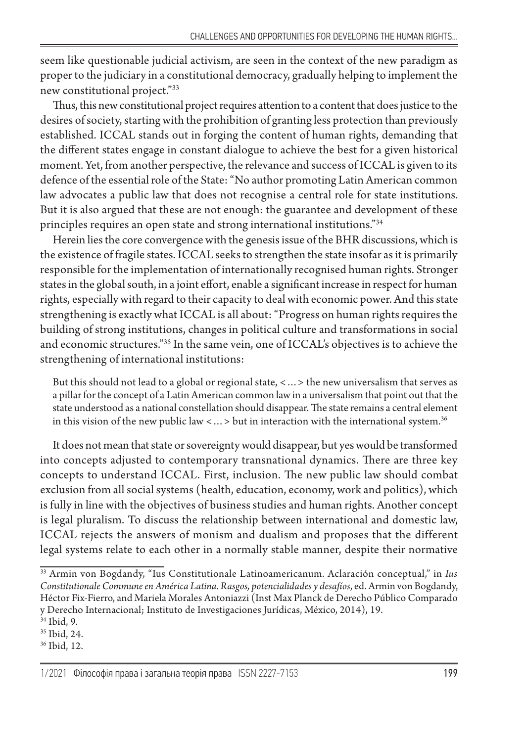seem like questionable judicial activism, are seen in the context of the new paradigm as proper to the judiciary in a constitutional democracy, gradually helping to implement the new constitutional project."[33]

Thus, this new constitutional project requires attention to a content that does justice to the desires of society, starting with the prohibition of granting less protection than previously established. ICCAL stands out in forging the content of human rights, demanding that the different states engage in constant dialogue to achieve the best for a given historical moment. Yet, from another perspective, the relevance and success of ICCAL is given to its defence of the essential role of the State: "No author promoting Latin American common law advocates a public law that does not recognise a central role for state institutions. But it is also argued that these are not enough: the guarantee and development of these principles requires an open state and strong international institutions."[34]

Herein lies the core convergence with the genesis issue of the BHR discussions, which is the existence of fragile states. ICCAL seeks to strengthen the state insofar as it is primarily responsible for the implementation of internationally recognised human rights. Stronger states in the global south, in a joint effort, enable a significant increase in respect for human rights, especially with regard to their capacity to deal with economic power. And this state strengthening is exactly what ICCAL is all about: "Progress on human rights requires the building of strong institutions, changes in political culture and transformations in social and economic structures."[35] In the same vein, one of ICCAL's objectives is to achieve the strengthening of international institutions:

> But this should not lead to a global or regional state, < … > the new universalism that serves as a pillar for the concept of a Latin American common law in a universalism that point out that the state understood as a national constellation should disappear. The state remains a central element in this vision of the new public law < … > but in interaction with the international system.[36]

It does not mean that state or sovereignty would disappear, but yes would be transformed into concepts adjusted to contemporary transnational dynamics. There are three key concepts to understand ICCAL. First, inclusion. The new public law should combat exclusion from all social systems (health, education, economy, work and politics), which is fully in line with the objectives of business studies and human rights. Another concept is legal pluralism. To discuss the relationship between international and domestic law, ICCAL rejects the answers of monism and dualism and proposes that the different legal systems relate to each other in a normally stable manner, despite their normative

---

[33] Armin von Bogdandy, "Ius Constitutionale Latinoamericanum. Aclaración conceptual," in *Ius Constitutionale Commune en América Latina. Rasgos, potencialidades y desafíos*, ed. Armin von Bogdandy, Héctor Fix-Fierro, and Mariela Morales Antoniazzi (Inst Max Planck de Derecho Público Comparado y Derecho Internacional; Instituto de Investigaciones Jurídicas, México, 2014), 19.

[34] Ibid, 9.

[35] Ibid, 24.

[36] Ibid, 12.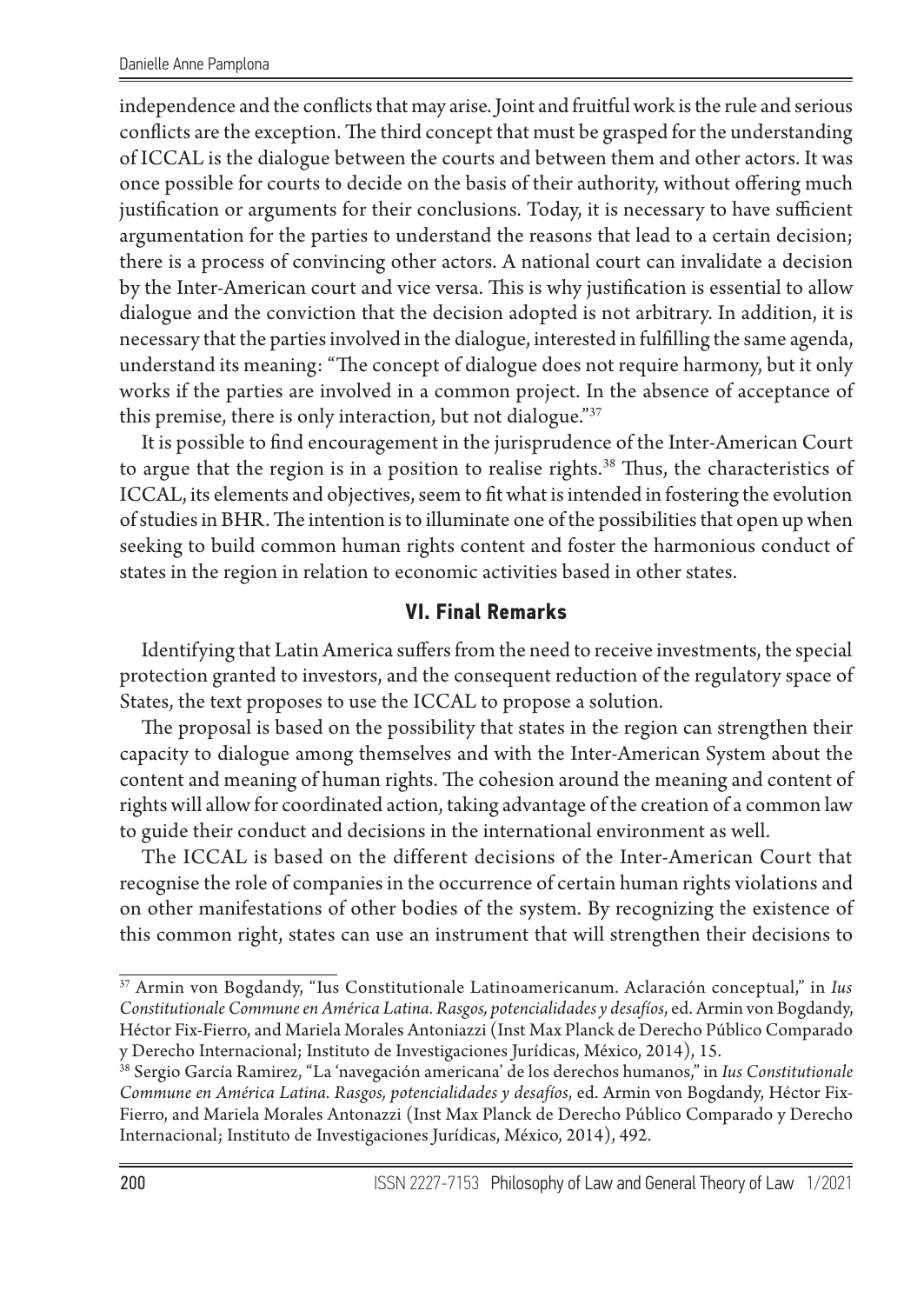independence and the conflicts that may arise. Joint and fruitful work is the rule and serious conflicts are the exception. The third concept that must be grasped for the understanding of ICCAL is the dialogue between the courts and between them and other actors. It was once possible for courts to decide on the basis of their authority, without offering much justification or arguments for their conclusions. Today, it is necessary to have sufficient argumentation for the parties to understand the reasons that lead to a certain decision; there is a process of convincing other actors. A national court can invalidate a decision by the Inter-American court and vice versa. This is why justification is essential to allow dialogue and the conviction that the decision adopted is not arbitrary. In addition, it is necessary that the parties involved in the dialogue, interested in fulfilling the same agenda, understand its meaning: "The concept of dialogue does not require harmony, but it only works if the parties are involved in a common project. In the absence of acceptance of this premise, there is only interaction, but not dialogue."[37]

It is possible to find encouragement in the jurisprudence of the Inter-American Court to argue that the region is in a position to realise rights.[38] Thus, the characteristics of ICCAL, its elements and objectives, seem to fit what is intended in fostering the evolution of studies in BHR. The intention is to illuminate one of the possibilities that open up when seeking to build common human rights content and foster the harmonious conduct of states in the region in relation to economic activities based in other states.

## VI. Final Remarks

Identifying that Latin America suffers from the need to receive investments, the special protection granted to investors, and the consequent reduction of the regulatory space of States, the text proposes to use the ICCAL to propose a solution.

The proposal is based on the possibility that states in the region can strengthen their capacity to dialogue among themselves and with the Inter-American System about the content and meaning of human rights. The cohesion around the meaning and content of rights will allow for coordinated action, taking advantage of the creation of a common law to guide their conduct and decisions in the international environment as well.

The ICCAL is based on the different decisions of the Inter-American Court that recognise the role of companies in the occurrence of certain human rights violations and on other manifestations of other bodies of the system. By recognizing the existence of this common right, states can use an instrument that will strengthen their decisions to

---

[37] Armin von Bogdandy, "Ius Constitutionale Latinoamericanum. Aclaración conceptual," in *Ius Constitutionale Commune en América Latina. Rasgos, potencialidades y desafíos*, ed. Armin von Bogdandy, Héctor Fix-Fierro, and Mariela Morales Antoniazzi (Inst Max Planck de Derecho Público Comparado y Derecho Internacional; Instituto de Investigaciones Jurídicas, México, 2014), 15.

[38] Sergio García Ramirez, "La 'navegación americana' de los derechos humanos," in *Ius Constitutionale Commune en América Latina. Rasgos, potencialidades y desafíos*, ed. Armin von Bogdandy, Héctor Fix-Fierro, and Mariela Morales Antonazzi (Inst Max Planck de Derecho Público Comparado y Derecho Internacional; Instituto de Investigaciones Jurídicas, México, 2014), 492.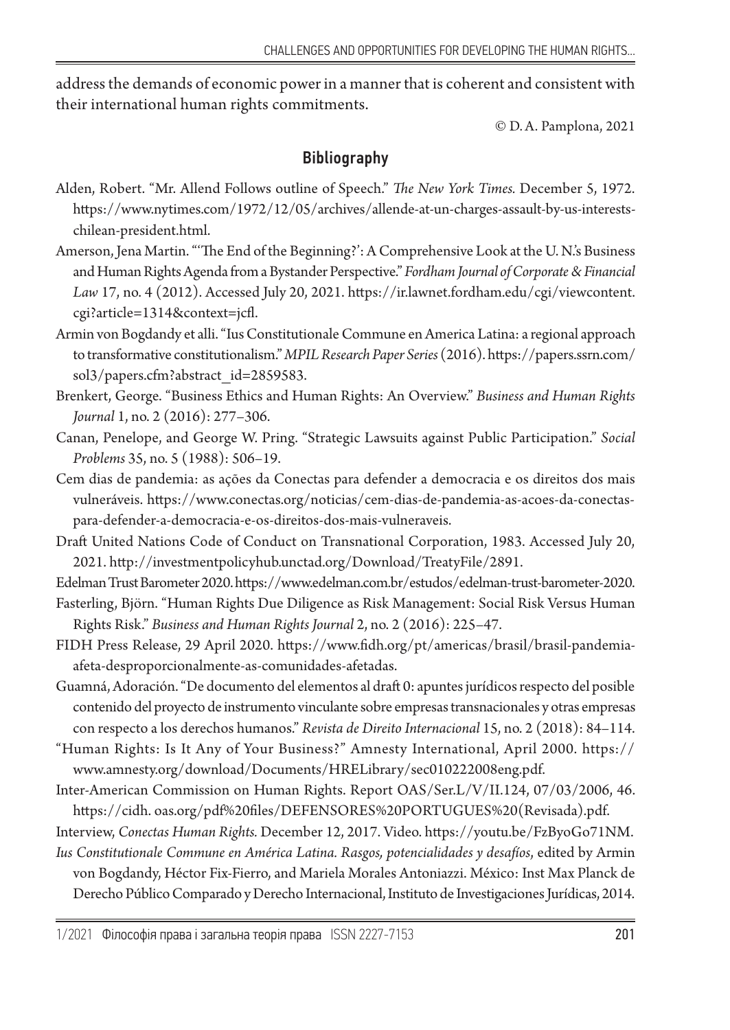address the demands of economic power in a manner that is coherent and consistent with their international human rights commitments.

© D. A. Pamplona, 2021

## Bibliography

Alden, Robert. "Mr. Allend Follows outline of Speech." *The New York Times.* December 5, 1972. https://www.nytimes.com/1972/12/05/archives/allende-at-un-charges-assault-by-us-interests-chilean-president.html.

Amerson, Jena Martin. "'The End of the Beginning?': A Comprehensive Look at the U. N.'s Business and Human Rights Agenda from a Bystander Perspective." *Fordham Journal of Corporate & Financial Law* 17, no. 4 (2012). Accessed July 20, 2021. https://ir.lawnet.fordham.edu/cgi/viewcontent.cgi?article=1314&context=jcfl.

Armin von Bogdandy et alli. "Ius Constitutionale Commune en America Latina: a regional approach to transformative constitutionalism." *MPIL Research Paper Series* (2016). https://papers.ssrn.com/sol3/papers.cfm?abstract_id=2859583.

Brenkert, George. "Business Ethics and Human Rights: An Overview." *Business and Human Rights Journal* 1, no. 2 (2016): 277–306.

Canan, Penelope, and George W. Pring. "Strategic Lawsuits against Public Participation." *Social Problems* 35, no. 5 (1988): 506–19.

Cem dias de pandemia: as ações da Conectas para defender a democracia e os direitos dos mais vulneráveis. https://www.conectas.org/noticias/cem-dias-de-pandemia-as-acoes-da-conectas-para-defender-a-democracia-e-os-direitos-dos-mais-vulneraveis.

Draft United Nations Code of Conduct on Transnational Corporation, 1983. Accessed July 20, 2021. http://investmentpolicyhub.unctad.org/Download/TreatyFile/2891.

Edelman Trust Barometer 2020. https://www.edelman.com.br/estudos/edelman-trust-barometer-2020.

Fasterling, Björn. "Human Rights Due Diligence as Risk Management: Social Risk Versus Human Rights Risk." *Business and Human Rights Journal* 2, no. 2 (2016): 225–47.

FIDH Press Release, 29 April 2020. https://www.fidh.org/pt/americas/brasil/brasil-pandemia-afeta-desproporcionalmente-as-comunidades-afetadas.

Guamná, Adoración. "De documento del elementos al draft 0: apuntes jurídicos respecto del posible contenido del proyecto de instrumento vinculante sobre empresas transnacionales y otras empresas con respecto a los derechos humanos." *Revista de Direito Internacional* 15, no. 2 (2018): 84–114.

"Human Rights: Is It Any of Your Business?" Amnesty International, April 2000. https://www.amnesty.org/download/Documents/HRELibrary/sec010222008eng.pdf.

Inter-American Commission on Human Rights. Report OAS/Ser.L/V/II.124, 07/03/2006, 46. https://cidh. oas.org/pdf%20files/DEFENSORES%20PORTUGUES%20(Revisada).pdf.

Interview, *Conectas Human Rights.* December 12, 2017. Video. https://youtu.be/FzByoGo71NM.

*Ius Constitutionale Commune en América Latina. Rasgos, potencialidades y desafíos*, edited by Armin von Bogdandy, Héctor Fix-Fierro, and Mariela Morales Antoniazzi. México: Inst Max Planck de Derecho Público Comparado y Derecho Internacional, Instituto de Investigaciones Jurídicas, 2014.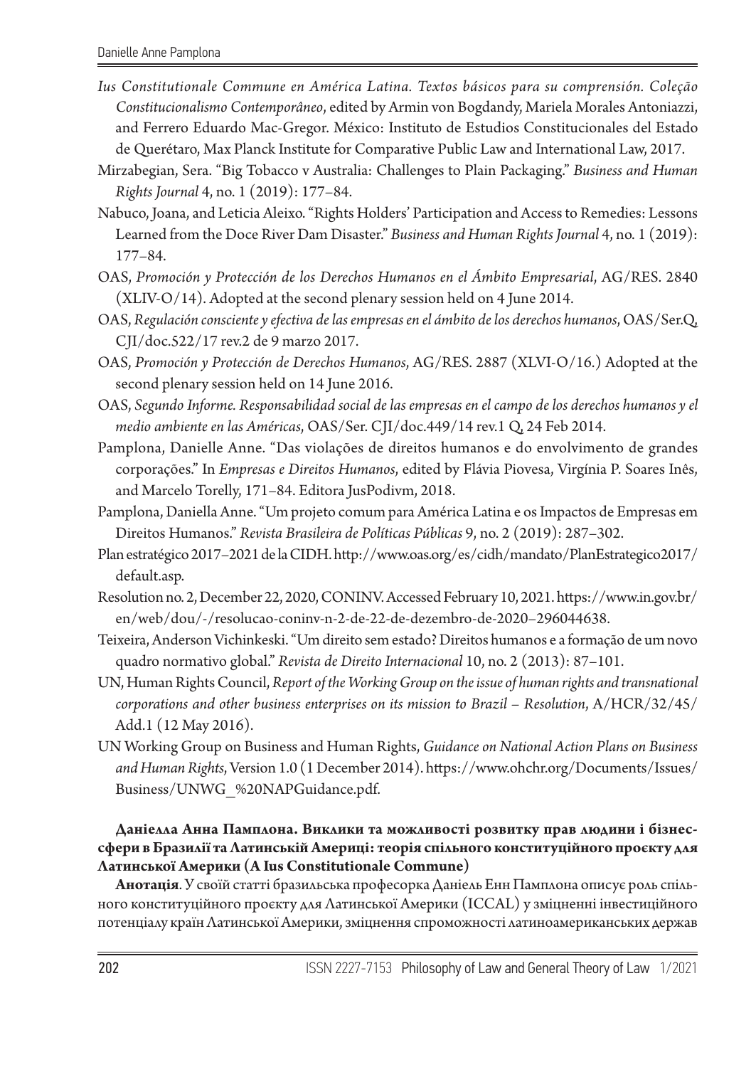*Ius Constitutionale Commune en América Latina. Textos básicos para su comprensión. Coleção Constitucionalismo Contemporâneo*, edited by Armin von Bogdandy, Mariela Morales Antoniazzi, and Ferrero Eduardo Mac-Gregor. México: Instituto de Estudios Constitucionales del Estado de Querétaro, Max Planck Institute for Comparative Public Law and International Law, 2017.

Mirzabegian, Sera. "Big Tobacco v Australia: Challenges to Plain Packaging." *Business and Human Rights Journal* 4, no. 1 (2019): 177–84.

Nabuco, Joana, and Leticia Aleixo. "Rights Holders' Participation and Access to Remedies: Lessons Learned from the Doce River Dam Disaster." *Business and Human Rights Journal* 4, no. 1 (2019): 177–84.

OAS, *Promoción y Protección de los Derechos Humanos en el Ámbito Empresarial*, AG/RES. 2840 (XLIV-O/14). Adopted at the second plenary session held on 4 June 2014.

OAS, *Regulación consciente y efectiva de las empresas en el ámbito de los derechos humanos*, OAS/Ser.Q, CJI/doc.522/17 rev.2 de 9 marzo 2017.

OAS, *Promoción y Protección de Derechos Humanos*, AG/RES. 2887 (XLVI-O/16.) Adopted at the second plenary session held on 14 June 2016.

OAS, *Segundo Informe. Responsabilidad social de las empresas en el campo de los derechos humanos y el medio ambiente en las Américas*, OAS/Ser. CJI/doc.449/14 rev.1 Q, 24 Feb 2014.

Pamplona, Danielle Anne. "Das violações de direitos humanos e do envolvimento de grandes corporações." In *Empresas e Direitos Humanos*, edited by Flávia Piovesa, Virgínia P. Soares Inês, and Marcelo Torelly, 171–84. Editora JusPodivm, 2018.

Pamplona, Daniella Anne. "Um projeto comum para América Latina e os Impactos de Empresas em Direitos Humanos." *Revista Brasileira de Políticas Públicas* 9, no. 2 (2019): 287–302.

Plan estratégico 2017–2021 de la CIDH. http://www.oas.org/es/cidh/mandato/PlanEstrategico2017/default.asp.

Resolution no. 2, December 22, 2020, CONINV. Accessed February 10, 2021. https://www.in.gov.br/en/web/dou/-/resolucao-coninv-n-2-de-22-de-dezembro-de-2020–296044638.

Teixeira, Anderson Vichinkeski. "Um direito sem estado? Direitos humanos e a formação de um novo quadro normativo global." *Revista de Direito Internacional* 10, no. 2 (2013): 87–101.

UN, Human Rights Council, *Report of the Working Group on the issue of human rights and transnational corporations and other business enterprises on its mission to Brazil – Resolution*, A/HCR/32/45/Add.1 (12 May 2016).

UN Working Group on Business and Human Rights, *Guidance on National Action Plans on Business and Human Rights*, Version 1.0 (1 December 2014). https://www.ohchr.org/Documents/Issues/Business/UNWG_%20NAPGuidance.pdf.

**Даніелла Анна Памплона. Виклики та можливості розвитку прав людини і бізнес-сфери в Бразилії та Латинській Америці: теорія спільного конституційного проєкту для Латинської Америки (A Ius Constitutionale Commune)**

**Анотація**. У своїй статті бразильська професорка Даніель Енн Памплона описує роль спільного конституційного проєкту для Латинської Америки (ICCAL) у зміцненні інвестиційного потенціалу країн Латинської Америки, зміцнення спроможності латиноамериканських держав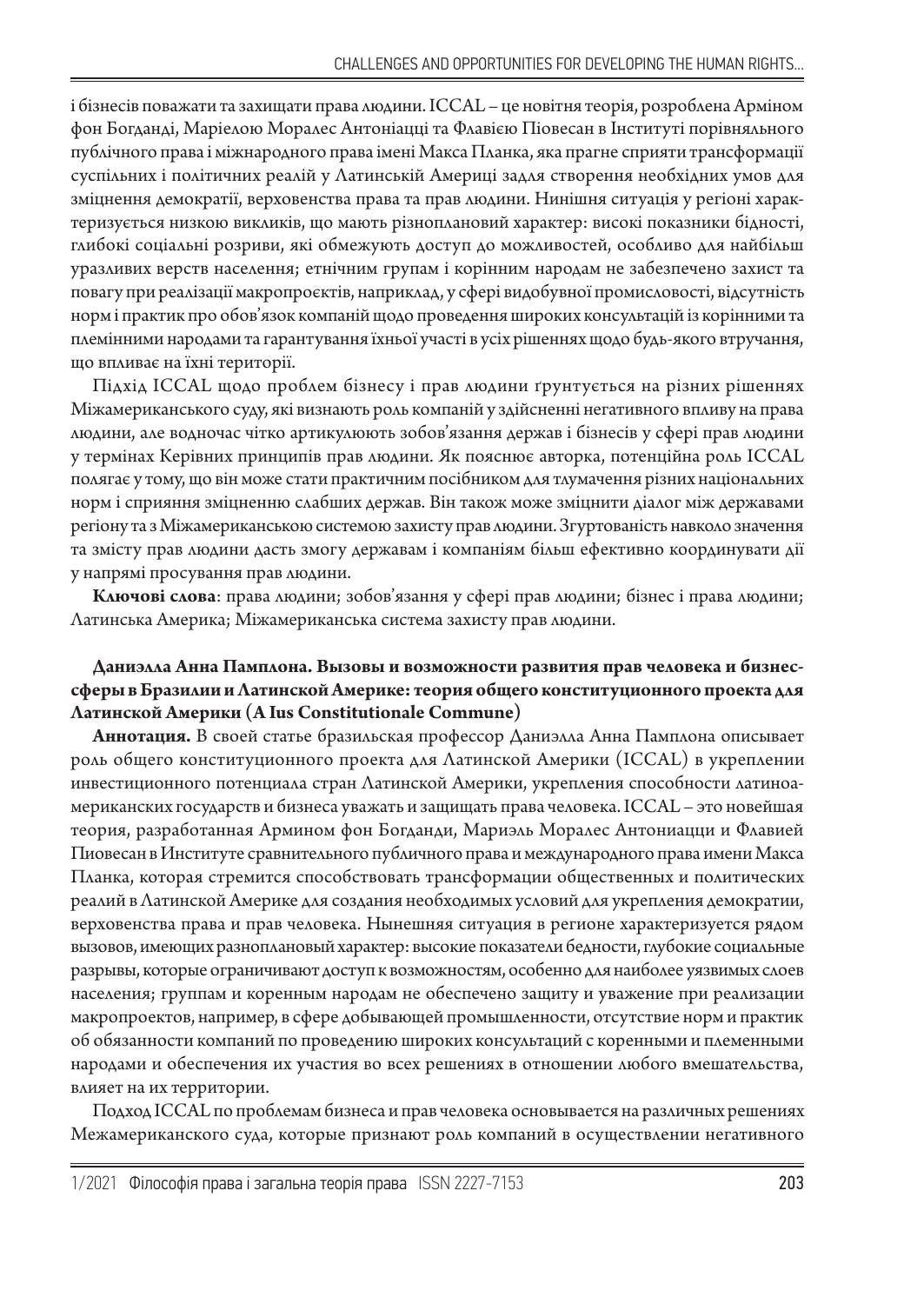і бізнесів поважати та захищати права людини. ICCAL – це новітня теорія, розроблена Арміном фон Богданді, Маріелою Моралес Антоніацці та Флавією Піовесан в Інституті порівняльного публічного права і міжнародного права імені Макса Планка, яка прагне сприяти трансформації суспільних і політичних реалій у Латинській Америці задля створення необхідних умов для зміцнення демократії, верховенства права та прав людини. Нинішня ситуація у регіоні характеризується низкою викликів, що мають різноплановий характер: високі показники бідності, глибокі соціальні розриви, які обмежують доступ до можливостей, особливо для найбільш уразливих верств населення; етнічним групам і корінним народам не забезпечено захист та повагу при реалізації макропроєктів, наприклад, у сфері видобувної промисловості, відсутність норм і практик про обов'язок компаній щодо проведення широких консультацій із корінними та племінними народами та гарантування їхньої участі в усіх рішеннях щодо будь-якого втручання, що впливає на їхні території.

Підхід ICCAL щодо проблем бізнесу і прав людини ґрунтується на різних рішеннях Міжамериканського суду, які визнають роль компаній у здійсненні негативного впливу на права людини, але водночас чітко артикулюють зобов'язання держав і бізнесів у сфері прав людини у термінах Керівних принципів прав людини. Як пояснює авторка, потенційна роль ICCAL полягає у тому, що він може стати практичним посібником для тлумачення різних національних норм і сприяння зміцненню слабших держав. Він також може зміцнити діалог між державами регіону та з Міжамериканською системою захисту прав людини. Згуртованість навколо значення та змісту прав людини дасть змогу державам і компаніям більш ефективно координувати дії у напрямі просування прав людини.

**Ключові слова**: права людини; зобов'язання у сфері прав людини; бізнес і права людини; Латинська Америка; Міжамериканська система захисту прав людини.

**Даниэлла Анна Памплона. Вызовы и возможности развития прав человека и бизнес-сферы в Бразилии и Латинской Америке: теория общего конституционного проекта для Латинской Америки (A Ius Constitutionale Commune)**

**Аннотация.** В своей статье бразильская профессор Даниэлла Анна Памплона описывает роль общего конституционного проекта для Латинской Америки (ICCAL) в укреплении инвестиционного потенциала стран Латинской Америки, укрепления способности латиноамериканских государств и бизнеса уважать и защищать права человека. ICCAL – это новейшая теория, разработанная Армином фон Богданди, Мариэль Моралес Антониацци и Флавией Пиовесан в Институте сравнительного публичного права и международного права имени Макса Планка, которая стремится способствовать трансформации общественных и политических реалий в Латинской Америке для создания необходимых условий для укрепления демократии, верховенства права и прав человека. Нынешняя ситуация в регионе характеризуется рядом вызовов, имеющих разноплановый характер: высокие показатели бедности, глубокие социальные разрывы, которые ограничивают доступ к возможностям, особенно для наиболее уязвимых слоев населения; группам и коренным народам не обеспечено защиту и уважение при реализации макропроектов, например, в сфере добывающей промышленности, отсутствие норм и практик об обязанности компаний по проведению широких консультаций с коренными и племенными народами и обеспечения их участия во всех решениях в отношении любого вмешательства, влияет на их территории.

Подход ICCAL по проблемам бизнеса и прав человека основывается на различных решениях Межамериканского суда, которые признают роль компаний в осуществлении негативного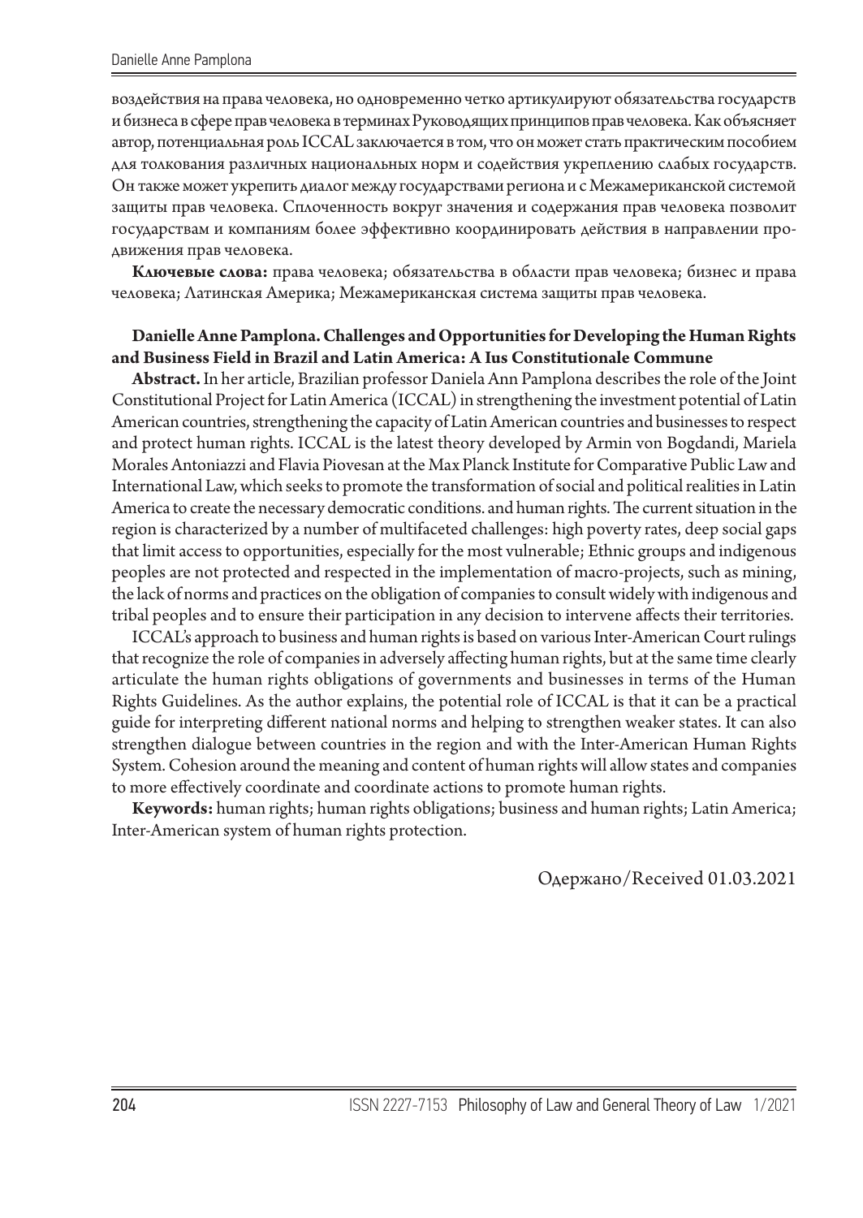воздействия на права человека, но одновременно четко артикулируют обязательства государств и бизнеса в сфере прав человека в терминах Руководящих принципов прав человека. Как объясняет автор, потенциальная роль ICCAL заключается в том, что он может стать практическим пособием для толкования различных национальных норм и содействия укреплению слабых государств. Он также может укрепить диалог между государствами региона и с Межамериканской системой защиты прав человека. Сплоченность вокруг значения и содержания прав человека позволит государствам и компаниям более эффективно координировать действия в направлении продвижения прав человека.

**Ключевые слова:** права человека; обязательства в области прав человека; бизнес и права человека; Латинская Америка; Межамериканская система защиты прав человека.

**Danielle Anne Pamplona. Challenges and Opportunities for Developing the Human Rights and Business Field in Brazil and Latin America: A Ius Constitutionale Commune**

**Abstract.** In her article, Brazilian professor Daniela Ann Pamplona describes the role of the Joint Constitutional Project for Latin America (ICCAL) in strengthening the investment potential of Latin American countries, strengthening the capacity of Latin American countries and businesses to respect and protect human rights. ICCAL is the latest theory developed by Armin von Bogdandi, Mariela Morales Antoniazzi and Flavia Piovesan at the Max Planck Institute for Comparative Public Law and International Law, which seeks to promote the transformation of social and political realities in Latin America to create the necessary democratic conditions. and human rights. The current situation in the region is characterized by a number of multifaceted challenges: high poverty rates, deep social gaps that limit access to opportunities, especially for the most vulnerable; Ethnic groups and indigenous peoples are not protected and respected in the implementation of macro-projects, such as mining, the lack of norms and practices on the obligation of companies to consult widely with indigenous and tribal peoples and to ensure their participation in any decision to intervene affects their territories.

ICCAL's approach to business and human rights is based on various Inter-American Court rulings that recognize the role of companies in adversely affecting human rights, but at the same time clearly articulate the human rights obligations of governments and businesses in terms of the Human Rights Guidelines. As the author explains, the potential role of ICCAL is that it can be a practical guide for interpreting different national norms and helping to strengthen weaker states. It can also strengthen dialogue between countries in the region and with the Inter-American Human Rights System. Cohesion around the meaning and content of human rights will allow states and companies to more effectively coordinate and coordinate actions to promote human rights.

**Keywords:** human rights; human rights obligations; business and human rights; Latin America; Inter-American system of human rights protection.

Одержано/Received 01.03.2021